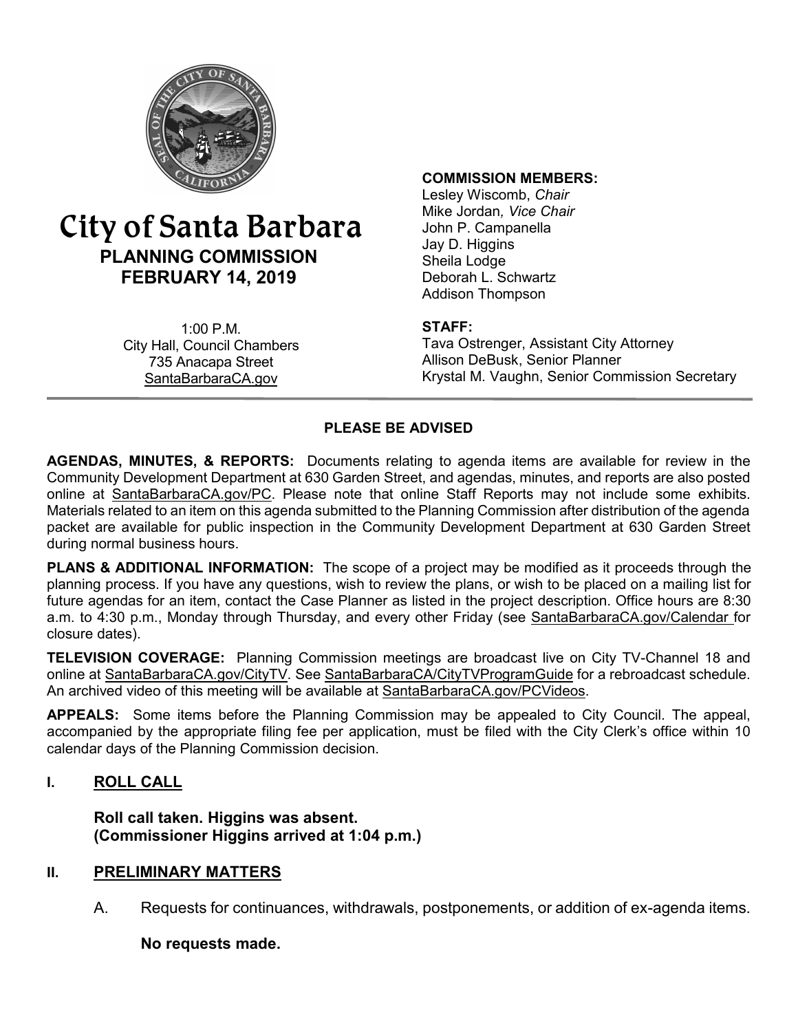# City of Santa Barbara

## PLANNING COMMISSION

## FEBRUARY 14, 2019

1:00 P.M.
City Hall, Council Chambers
735 Anacapa Street
SantaBarbaraCA.gov

**COMMISSION MEMBERS:**
Lesley Wiscomb, *Chair*
Mike Jordan*, Vice Chair*
John P. Campanella
Jay D. Higgins
Sheila Lodge
Deborah L. Schwartz
Addison Thompson

**STAFF:**
Tava Ostrenger, Assistant City Attorney
Allison DeBusk, Senior Planner
Krystal M. Vaughn, Senior Commission Secretary

---

**PLEASE BE ADVISED**

**AGENDAS, MINUTES, & REPORTS:** Documents relating to agenda items are available for review in the Community Development Department at 630 Garden Street, and agendas, minutes, and reports are also posted online at SantaBarbaraCA.gov/PC. Please note that online Staff Reports may not include some exhibits. Materials related to an item on this agenda submitted to the Planning Commission after distribution of the agenda packet are available for public inspection in the Community Development Department at 630 Garden Street during normal business hours.

**PLANS & ADDITIONAL INFORMATION:** The scope of a project may be modified as it proceeds through the planning process. If you have any questions, wish to review the plans, or wish to be placed on a mailing list for future agendas for an item, contact the Case Planner as listed in the project description. Office hours are 8:30 a.m. to 4:30 p.m., Monday through Thursday, and every other Friday (see SantaBarbaraCA.gov/Calendar for closure dates).

**TELEVISION COVERAGE:** Planning Commission meetings are broadcast live on City TV-Channel 18 and online at SantaBarbaraCA.gov/CityTV. See SantaBarbaraCA/CityTVProgramGuide for a rebroadcast schedule. An archived video of this meeting will be available at SantaBarbaraCA.gov/PCVideos.

**APPEALS:** Some items before the Planning Commission may be appealed to City Council. The appeal, accompanied by the appropriate filing fee per application, must be filed with the City Clerk's office within 10 calendar days of the Planning Commission decision.

## I. ROLL CALL

**Roll call taken. Higgins was absent.**
**(Commissioner Higgins arrived at 1:04 p.m.)**

## II. PRELIMINARY MATTERS

A. Requests for continuances, withdrawals, postponements, or addition of ex-agenda items.

**No requests made.**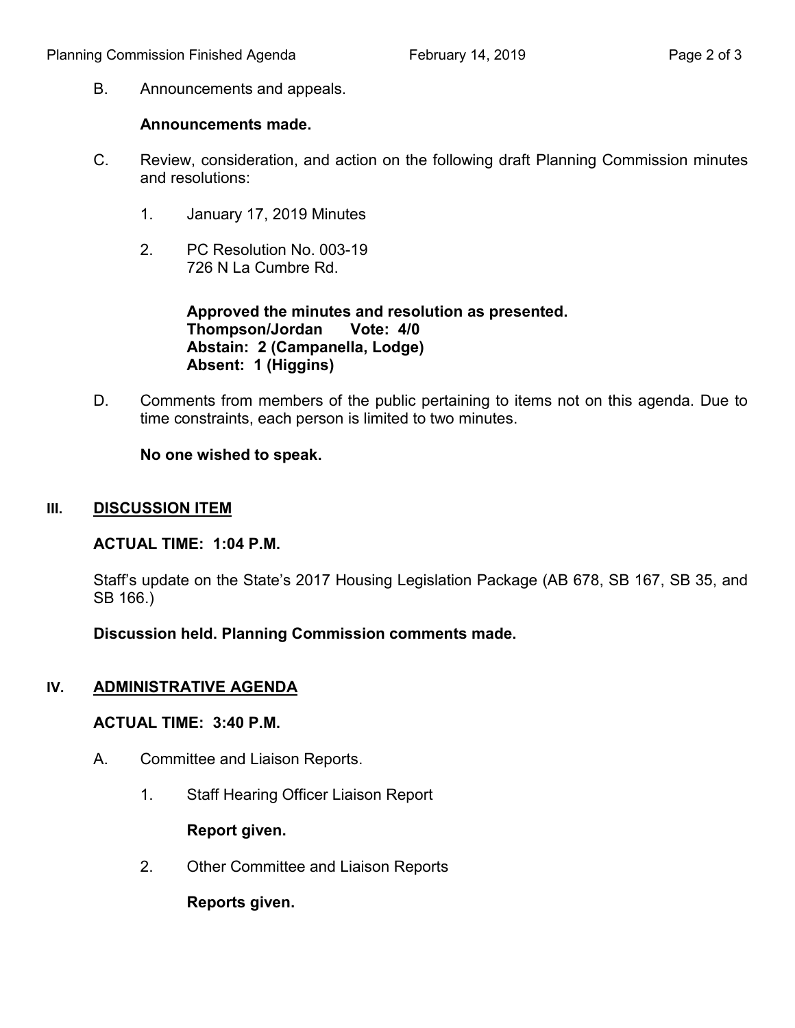B. Announcements and appeals.

**Announcements made.**

C. Review, consideration, and action on the following draft Planning Commission minutes and resolutions:

1. January 17, 2019 Minutes

2. PC Resolution No. 003-19
726 N La Cumbre Rd.

**Approved the minutes and resolution as presented.**
**Thompson/Jordan Vote: 4/0**
**Abstain: 2 (Campanella, Lodge)**
**Absent: 1 (Higgins)**

D. Comments from members of the public pertaining to items not on this agenda. Due to time constraints, each person is limited to two minutes.

**No one wished to speak.**

## III. DISCUSSION ITEM

**ACTUAL TIME: 1:04 P.M.**

Staff's update on the State's 2017 Housing Legislation Package (AB 678, SB 167, SB 35, and SB 166.)

**Discussion held. Planning Commission comments made.**

## IV. ADMINISTRATIVE AGENDA

**ACTUAL TIME: 3:40 P.M.**

A. Committee and Liaison Reports.

1. Staff Hearing Officer Liaison Report

**Report given.**

2. Other Committee and Liaison Reports

**Reports given.**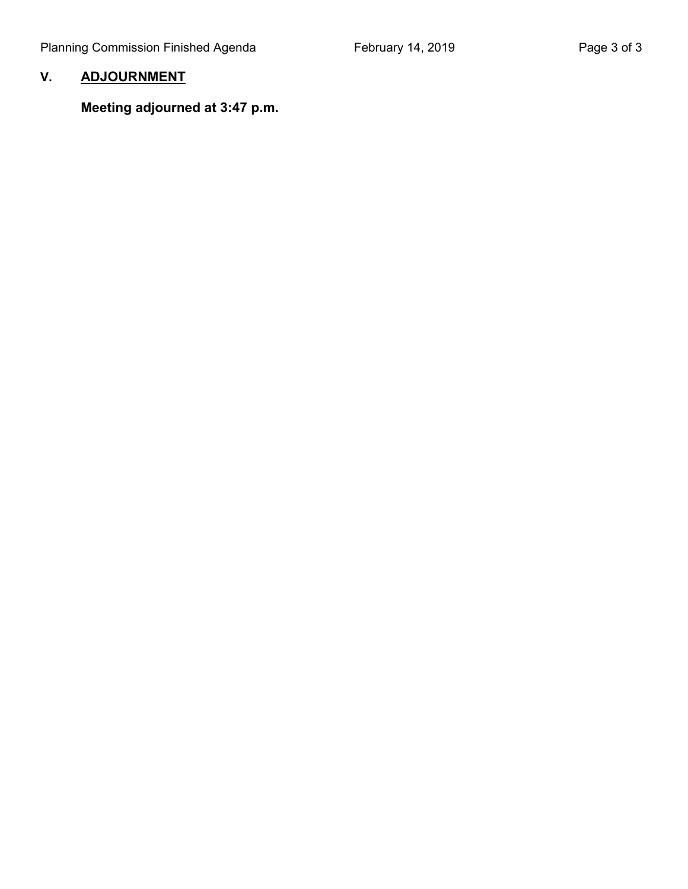## V. ADJOURNMENT

**Meeting adjourned at 3:47 p.m.**